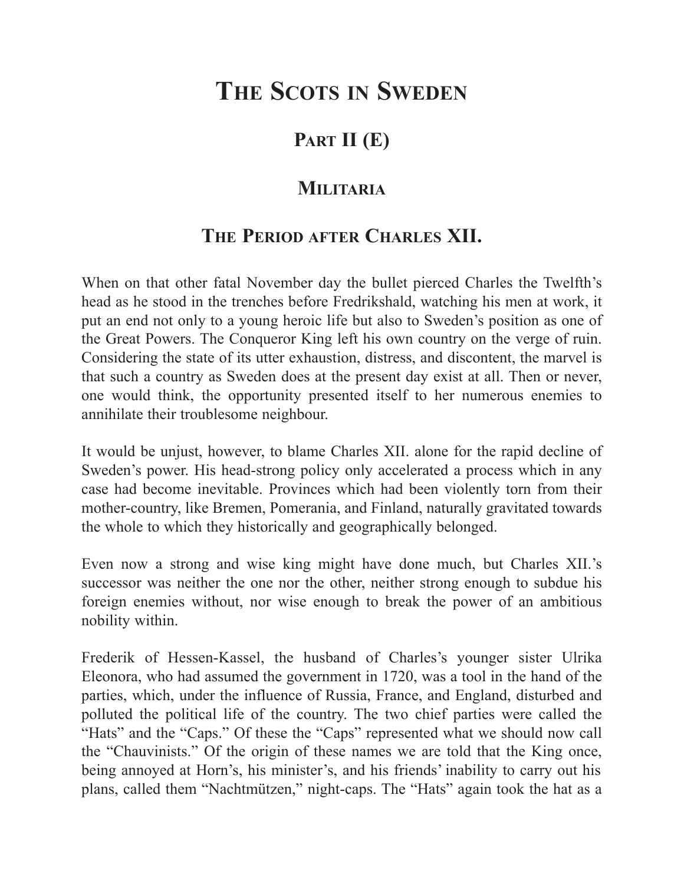# The Scots in Sweden

## Part II (E)

## Militaria

## The Period after Charles XII.

When on that other fatal November day the bullet pierced Charles the Twelfth's head as he stood in the trenches before Fredrikshald, watching his men at work, it put an end not only to a young heroic life but also to Sweden's position as one of the Great Powers. The Conqueror King left his own country on the verge of ruin. Considering the state of its utter exhaustion, distress, and discontent, the marvel is that such a country as Sweden does at the present day exist at all. Then or never, one would think, the opportunity presented itself to her numerous enemies to annihilate their troublesome neighbour.

It would be unjust, however, to blame Charles XII. alone for the rapid decline of Sweden's power. His head-strong policy only accelerated a process which in any case had become inevitable. Provinces which had been violently torn from their mother-country, like Bremen, Pomerania, and Finland, naturally gravitated towards the whole to which they historically and geographically belonged.

Even now a strong and wise king might have done much, but Charles XII.'s successor was neither the one nor the other, neither strong enough to subdue his foreign enemies without, nor wise enough to break the power of an ambitious nobility within.

Frederik of Hessen-Kassel, the husband of Charles's younger sister Ulrika Eleonora, who had assumed the government in 1720, was a tool in the hand of the parties, which, under the influence of Russia, France, and England, disturbed and polluted the political life of the country. The two chief parties were called the "Hats" and the "Caps." Of these the "Caps" represented what we should now call the "Chauvinists." Of the origin of these names we are told that the King once, being annoyed at Horn's, his minister's, and his friends' inability to carry out his plans, called them "Nachtmützen," night-caps. The "Hats" again took the hat as a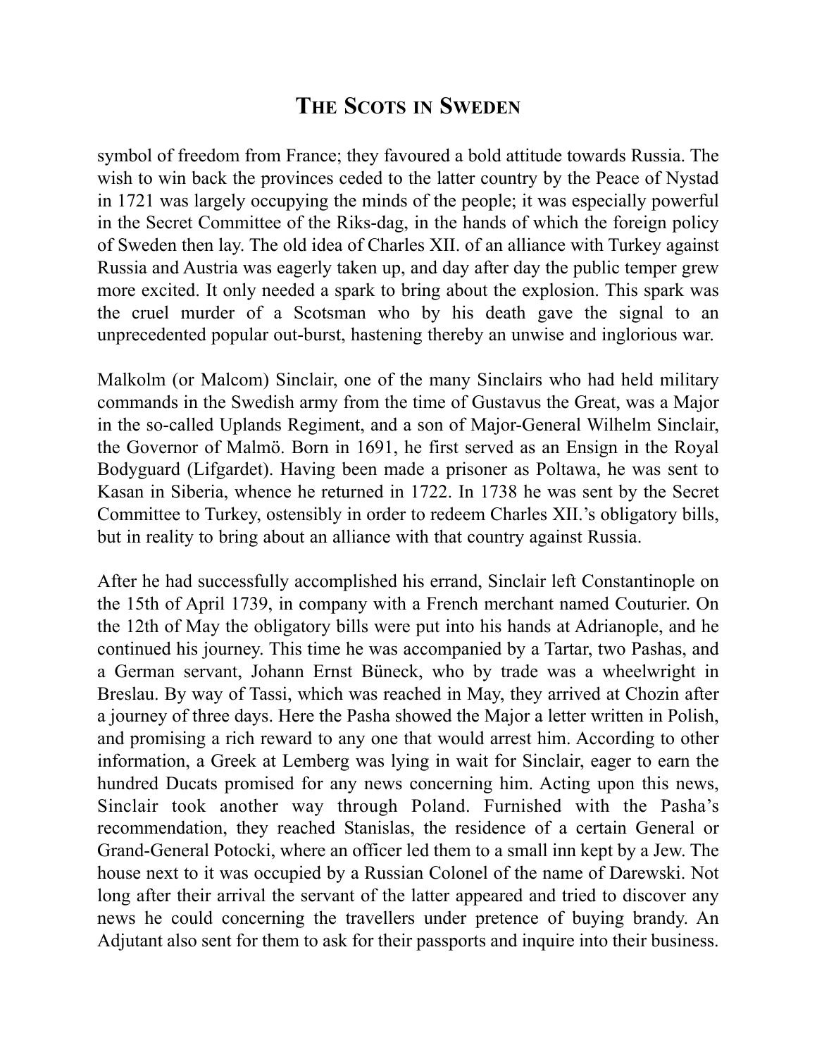symbol of freedom from France; they favoured a bold attitude towards Russia. The wish to win back the provinces ceded to the latter country by the Peace of Nystad in 1721 was largely occupying the minds of the people; it was especially powerful in the Secret Committee of the Riks-dag, in the hands of which the foreign policy of Sweden then lay. The old idea of Charles XII. of an alliance with Turkey against Russia and Austria was eagerly taken up, and day after day the public temper grew more excited. It only needed a spark to bring about the explosion. This spark was the cruel murder of a Scotsman who by his death gave the signal to an unprecedented popular out-burst, hastening thereby an unwise and inglorious war.

Malkolm (or Malcom) Sinclair, one of the many Sinclairs who had held military commands in the Swedish army from the time of Gustavus the Great, was a Major in the so-called Uplands Regiment, and a son of Major-General Wilhelm Sinclair, the Governor of Malmö. Born in 1691, he first served as an Ensign in the Royal Bodyguard (Lifgardet). Having been made a prisoner as Poltawa, he was sent to Kasan in Siberia, whence he returned in 1722. In 1738 he was sent by the Secret Committee to Turkey, ostensibly in order to redeem Charles XII.'s obligatory bills, but in reality to bring about an alliance with that country against Russia.

After he had successfully accomplished his errand, Sinclair left Constantinople on the 15th of April 1739, in company with a French merchant named Couturier. On the 12th of May the obligatory bills were put into his hands at Adrianople, and he continued his journey. This time he was accompanied by a Tartar, two Pashas, and a German servant, Johann Ernst Büneck, who by trade was a wheelwright in Breslau. By way of Tassi, which was reached in May, they arrived at Chozin after a journey of three days. Here the Pasha showed the Major a letter written in Polish, and promising a rich reward to any one that would arrest him. According to other information, a Greek at Lemberg was lying in wait for Sinclair, eager to earn the hundred Ducats promised for any news concerning him. Acting upon this news, Sinclair took another way through Poland. Furnished with the Pasha's recommendation, they reached Stanislas, the residence of a certain General or Grand-General Potocki, where an officer led them to a small inn kept by a Jew. The house next to it was occupied by a Russian Colonel of the name of Darewski. Not long after their arrival the servant of the latter appeared and tried to discover any news he could concerning the travellers under pretence of buying brandy. An Adjutant also sent for them to ask for their passports and inquire into their business.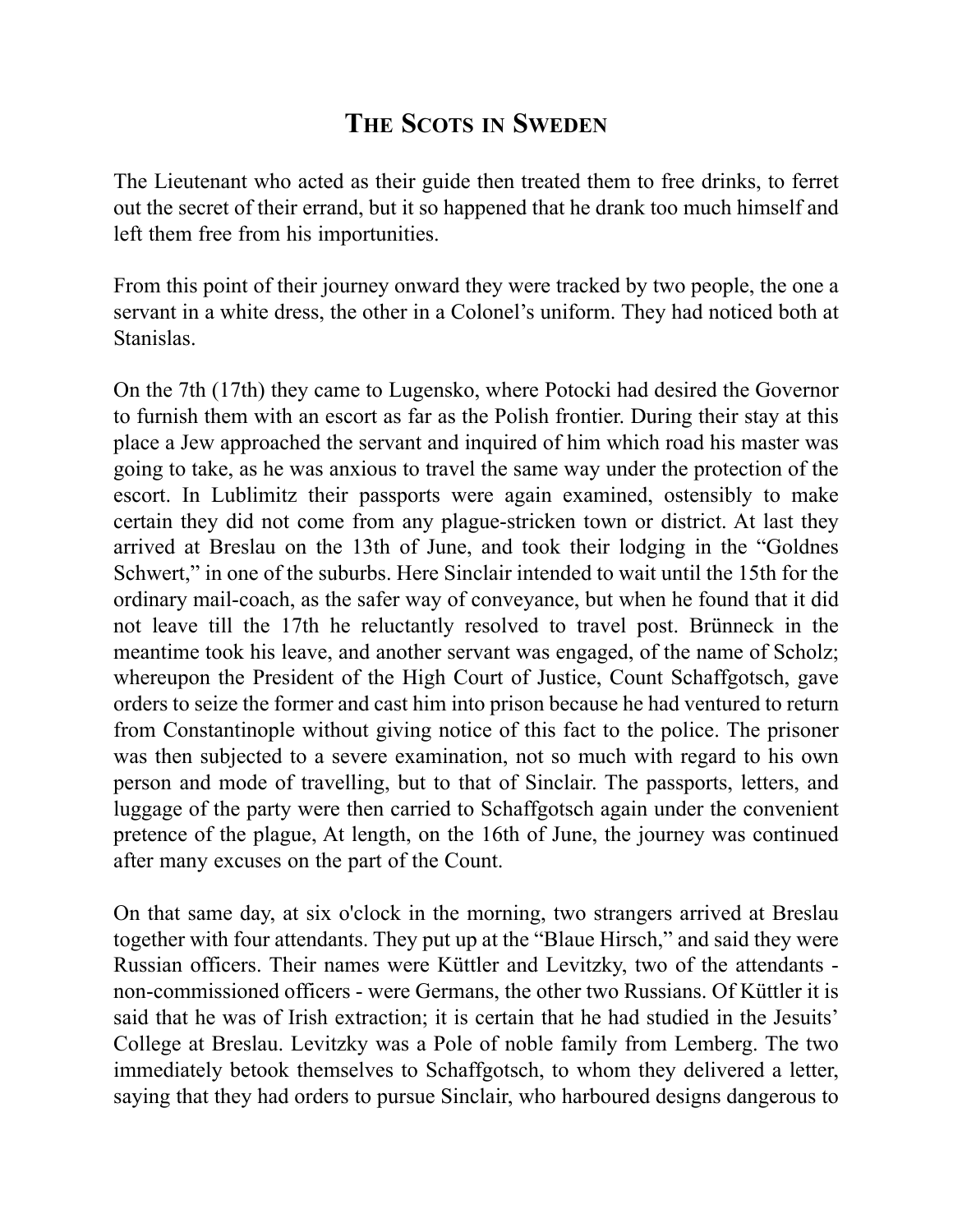# The Scots in Sweden

The Lieutenant who acted as their guide then treated them to free drinks, to ferret out the secret of their errand, but it so happened that he drank too much himself and left them free from his importunities.

From this point of their journey onward they were tracked by two people, the one a servant in a white dress, the other in a Colonel's uniform. They had noticed both at Stanislas.

On the 7th (17th) they came to Lugensko, where Potocki had desired the Governor to furnish them with an escort as far as the Polish frontier. During their stay at this place a Jew approached the servant and inquired of him which road his master was going to take, as he was anxious to travel the same way under the protection of the escort. In Lublimitz their passports were again examined, ostensibly to make certain they did not come from any plague-stricken town or district. At last they arrived at Breslau on the 13th of June, and took their lodging in the "Goldnes Schwert," in one of the suburbs. Here Sinclair intended to wait until the 15th for the ordinary mail-coach, as the safer way of conveyance, but when he found that it did not leave till the 17th he reluctantly resolved to travel post. Brünneck in the meantime took his leave, and another servant was engaged, of the name of Scholz; whereupon the President of the High Court of Justice, Count Schaffgotsch, gave orders to seize the former and cast him into prison because he had ventured to return from Constantinople without giving notice of this fact to the police. The prisoner was then subjected to a severe examination, not so much with regard to his own person and mode of travelling, but to that of Sinclair. The passports, letters, and luggage of the party were then carried to Schaffgotsch again under the convenient pretence of the plague, At length, on the 16th of June, the journey was continued after many excuses on the part of the Count.

On that same day, at six o'clock in the morning, two strangers arrived at Breslau together with four attendants. They put up at the "Blaue Hirsch," and said they were Russian officers. Their names were Küttler and Levitzky, two of the attendants - non-commissioned officers - were Germans, the other two Russians. Of Küttler it is said that he was of Irish extraction; it is certain that he had studied in the Jesuits' College at Breslau. Levitzky was a Pole of noble family from Lemberg. The two immediately betook themselves to Schaffgotsch, to whom they delivered a letter, saying that they had orders to pursue Sinclair, who harboured designs dangerous to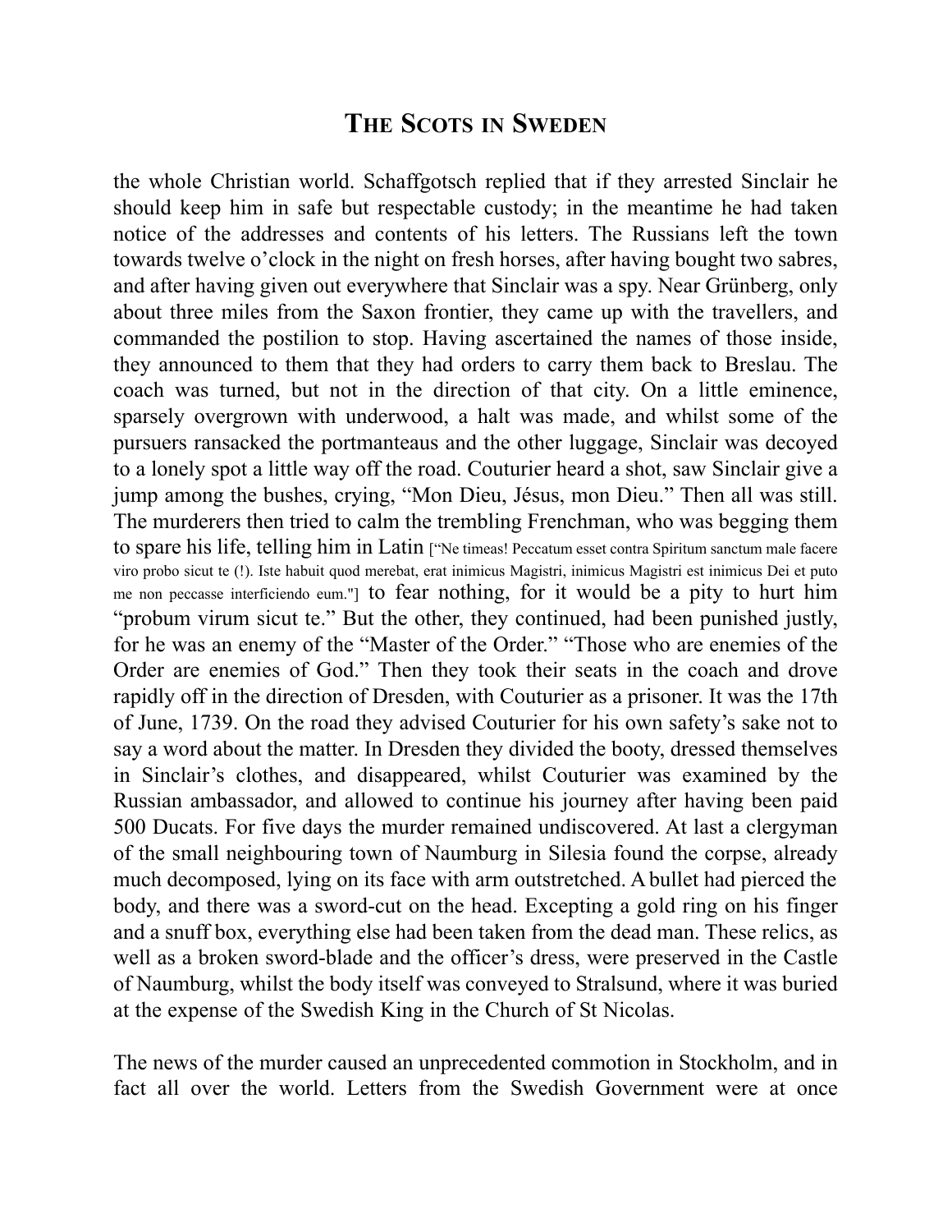the whole Christian world. Schaffgotsch replied that if they arrested Sinclair he should keep him in safe but respectable custody; in the meantime he had taken notice of the addresses and contents of his letters. The Russians left the town towards twelve o'clock in the night on fresh horses, after having bought two sabres, and after having given out everywhere that Sinclair was a spy. Near Grünberg, only about three miles from the Saxon frontier, they came up with the travellers, and commanded the postilion to stop. Having ascertained the names of those inside, they announced to them that they had orders to carry them back to Breslau. The coach was turned, but not in the direction of that city. On a little eminence, sparsely overgrown with underwood, a halt was made, and whilst some of the pursuers ransacked the portmanteaus and the other luggage, Sinclair was decoyed to a lonely spot a little way off the road. Couturier heard a shot, saw Sinclair give a jump among the bushes, crying, "Mon Dieu, Jésus, mon Dieu." Then all was still. The murderers then tried to calm the trembling Frenchman, who was begging them to spare his life, telling him in Latin ["Ne timeas! Peccatum esset contra Spiritum sanctum male facere viro probo sicut te (!). Iste habuit quod merebat, erat inimicus Magistri, inimicus Magistri est inimicus Dei et puto me non peccasse interficiendo eum."] to fear nothing, for it would be a pity to hurt him "probum virum sicut te." But the other, they continued, had been punished justly, for he was an enemy of the "Master of the Order." "Those who are enemies of the Order are enemies of God." Then they took their seats in the coach and drove rapidly off in the direction of Dresden, with Couturier as a prisoner. It was the 17th of June, 1739. On the road they advised Couturier for his own safety's sake not to say a word about the matter. In Dresden they divided the booty, dressed themselves in Sinclair's clothes, and disappeared, whilst Couturier was examined by the Russian ambassador, and allowed to continue his journey after having been paid 500 Ducats. For five days the murder remained undiscovered. At last a clergyman of the small neighbouring town of Naumburg in Silesia found the corpse, already much decomposed, lying on its face with arm outstretched. A bullet had pierced the body, and there was a sword-cut on the head. Excepting a gold ring on his finger and a snuff box, everything else had been taken from the dead man. These relics, as well as a broken sword-blade and the officer's dress, were preserved in the Castle of Naumburg, whilst the body itself was conveyed to Stralsund, where it was buried at the expense of the Swedish King in the Church of St Nicolas.

The news of the murder caused an unprecedented commotion in Stockholm, and in fact all over the world. Letters from the Swedish Government were at once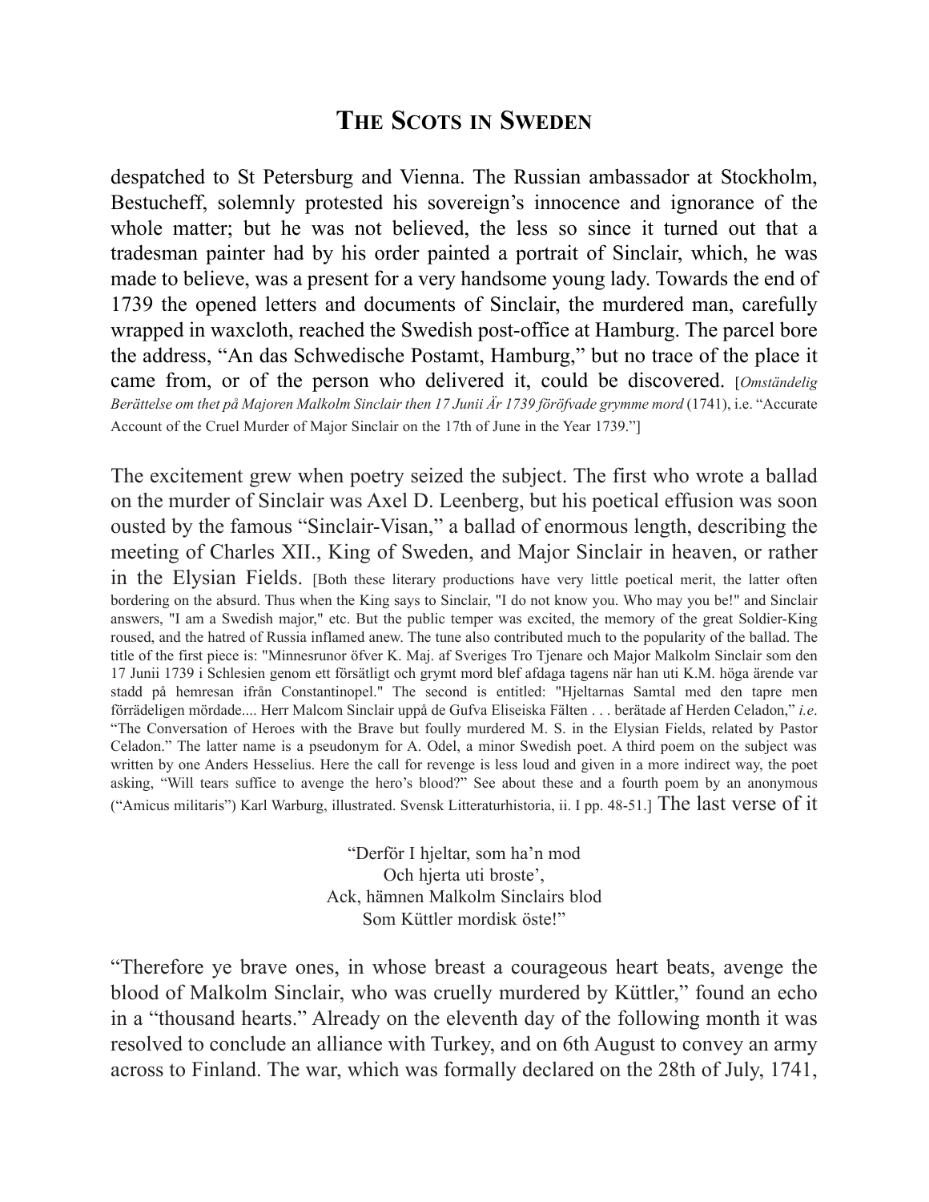despatched to St Petersburg and Vienna. The Russian ambassador at Stockholm, Bestucheff, solemnly protested his sovereign's innocence and ignorance of the whole matter; but he was not believed, the less so since it turned out that a tradesman painter had by his order painted a portrait of Sinclair, which, he was made to believe, was a present for a very handsome young lady. Towards the end of 1739 the opened letters and documents of Sinclair, the murdered man, carefully wrapped in waxcloth, reached the Swedish post-office at Hamburg. The parcel bore the address, "An das Schwedische Postamt, Hamburg," but no trace of the place it came from, or of the person who delivered it, could be discovered. [*Omständelig Berättelse om thet på Majoren Malkolm Sinclair then 17 Junii Är 1739 föröfvade grymme mord* (1741), i.e. "Accurate Account of the Cruel Murder of Major Sinclair on the 17th of June in the Year 1739."]

The excitement grew when poetry seized the subject. The first who wrote a ballad on the murder of Sinclair was Axel D. Leenberg, but his poetical effusion was soon ousted by the famous "Sinclair-Visan," a ballad of enormous length, describing the meeting of Charles XII., King of Sweden, and Major Sinclair in heaven, or rather in the Elysian Fields. [Both these literary productions have very little poetical merit, the latter often bordering on the absurd. Thus when the King says to Sinclair, "I do not know you. Who may you be!" and Sinclair answers, "I am a Swedish major," etc. But the public temper was excited, the memory of the great Soldier-King roused, and the hatred of Russia inflamed anew. The tune also contributed much to the popularity of the ballad. The title of the first piece is: "Minnesrunor öfver K. Maj. af Sveriges Tro Tjenare och Major Malkolm Sinclair som den 17 Junii 1739 i Schlesien genom ett försätligt och grymt mord blef afdaga tagens när han uti K.M. höga ärende var stadd på hemresan ifrån Constantinopel." The second is entitled: "Hjeltarnas Samtal med den tapre men förrädeligen mördade.... Herr Malcom Sinclair uppå de Gufva Eliseiska Fälten . . . berätade af Herden Celadon," *i.e*. "The Conversation of Heroes with the Brave but foully murdered M. S. in the Elysian Fields, related by Pastor Celadon." The latter name is a pseudonym for A. Odel, a minor Swedish poet. A third poem on the subject was written by one Anders Hesselius. Here the call for revenge is less loud and given in a more indirect way, the poet asking, "Will tears suffice to avenge the hero's blood?" See about these and a fourth poem by an anonymous ("Amicus militaris") Karl Warburg, illustrated. Svensk Litteraturhistoria, ii. I pp. 48-51.] The last verse of it

"Derför I hjeltar, som ha'n mod  
Och hjerta uti broste',  
Ack, hämnen Malkolm Sinclairs blod  
Som Küttler mordisk öste!"

"Therefore ye brave ones, in whose breast a courageous heart beats, avenge the blood of Malkolm Sinclair, who was cruelly murdered by Küttler," found an echo in a "thousand hearts." Already on the eleventh day of the following month it was resolved to conclude an alliance with Turkey, and on 6th August to convey an army across to Finland. The war, which was formally declared on the 28th of July, 1741,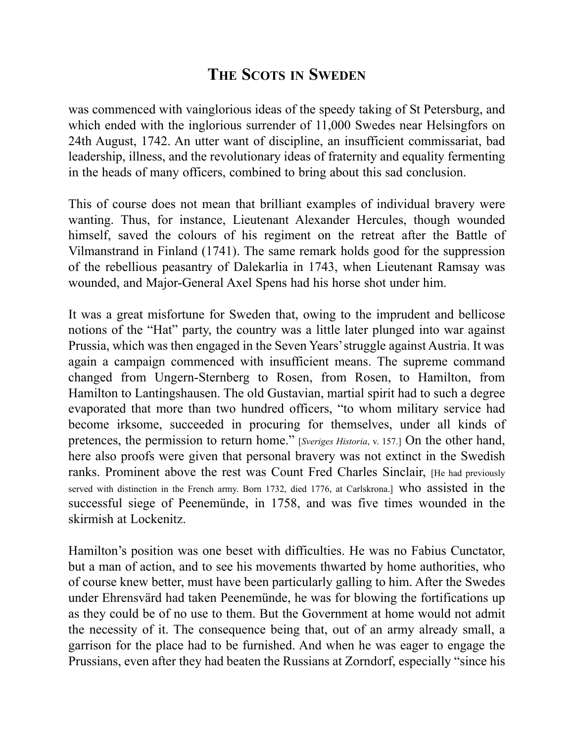was commenced with vainglorious ideas of the speedy taking of St Petersburg, and which ended with the inglorious surrender of 11,000 Swedes near Helsingfors on 24th August, 1742. An utter want of discipline, an insufficient commissariat, bad leadership, illness, and the revolutionary ideas of fraternity and equality fermenting in the heads of many officers, combined to bring about this sad conclusion.

This of course does not mean that brilliant examples of individual bravery were wanting. Thus, for instance, Lieutenant Alexander Hercules, though wounded himself, saved the colours of his regiment on the retreat after the Battle of Vilmanstrand in Finland (1741). The same remark holds good for the suppression of the rebellious peasantry of Dalekarlia in 1743, when Lieutenant Ramsay was wounded, and Major-General Axel Spens had his horse shot under him.

It was a great misfortune for Sweden that, owing to the imprudent and bellicose notions of the "Hat" party, the country was a little later plunged into war against Prussia, which was then engaged in the Seven Years' struggle against Austria. It was again a campaign commenced with insufficient means. The supreme command changed from Ungern-Sternberg to Rosen, from Rosen, to Hamilton, from Hamilton to Lantingshausen. The old Gustavian, martial spirit had to such a degree evaporated that more than two hundred officers, "to whom military service had become irksome, succeeded in procuring for themselves, under all kinds of pretences, the permission to return home." [*Sveriges Historia*, v. 157.] On the other hand, here also proofs were given that personal bravery was not extinct in the Swedish ranks. Prominent above the rest was Count Fred Charles Sinclair, [He had previously served with distinction in the French army. Born 1732, died 1776, at Carlskrona.] who assisted in the successful siege of Peenemünde, in 1758, and was five times wounded in the skirmish at Lockenitz.

Hamilton's position was one beset with difficulties. He was no Fabius Cunctator, but a man of action, and to see his movements thwarted by home authorities, who of course knew better, must have been particularly galling to him. After the Swedes under Ehrensvärd had taken Peenemünde, he was for blowing the fortifications up as they could be of no use to them. But the Government at home would not admit the necessity of it. The consequence being that, out of an army already small, a garrison for the place had to be furnished. And when he was eager to engage the Prussians, even after they had beaten the Russians at Zorndorf, especially "since his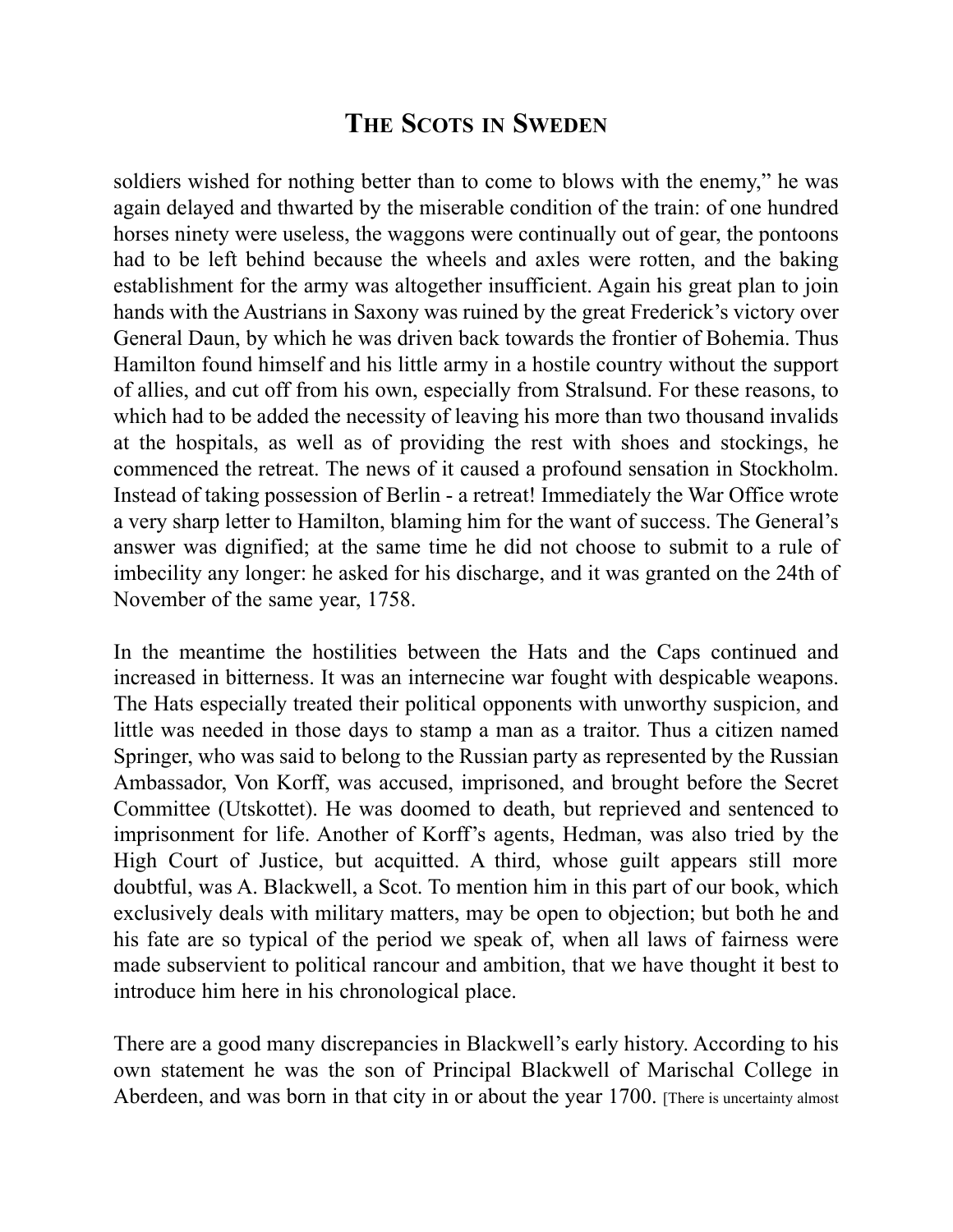soldiers wished for nothing better than to come to blows with the enemy," he was again delayed and thwarted by the miserable condition of the train: of one hundred horses ninety were useless, the waggons were continually out of gear, the pontoons had to be left behind because the wheels and axles were rotten, and the baking establishment for the army was altogether insufficient. Again his great plan to join hands with the Austrians in Saxony was ruined by the great Frederick's victory over General Daun, by which he was driven back towards the frontier of Bohemia. Thus Hamilton found himself and his little army in a hostile country without the support of allies, and cut off from his own, especially from Stralsund. For these reasons, to which had to be added the necessity of leaving his more than two thousand invalids at the hospitals, as well as of providing the rest with shoes and stockings, he commenced the retreat. The news of it caused a profound sensation in Stockholm. Instead of taking possession of Berlin - a retreat! Immediately the War Office wrote a very sharp letter to Hamilton, blaming him for the want of success. The General's answer was dignified; at the same time he did not choose to submit to a rule of imbecility any longer: he asked for his discharge, and it was granted on the 24th of November of the same year, 1758.

In the meantime the hostilities between the Hats and the Caps continued and increased in bitterness. It was an internecine war fought with despicable weapons. The Hats especially treated their political opponents with unworthy suspicion, and little was needed in those days to stamp a man as a traitor. Thus a citizen named Springer, who was said to belong to the Russian party as represented by the Russian Ambassador, Von Korff, was accused, imprisoned, and brought before the Secret Committee (Utskottet). He was doomed to death, but reprieved and sentenced to imprisonment for life. Another of Korff's agents, Hedman, was also tried by the High Court of Justice, but acquitted. A third, whose guilt appears still more doubtful, was A. Blackwell, a Scot. To mention him in this part of our book, which exclusively deals with military matters, may be open to objection; but both he and his fate are so typical of the period we speak of, when all laws of fairness were made subservient to political rancour and ambition, that we have thought it best to introduce him here in his chronological place.

There are a good many discrepancies in Blackwell's early history. According to his own statement he was the son of Principal Blackwell of Marischal College in Aberdeen, and was born in that city in or about the year 1700. [There is uncertainty almost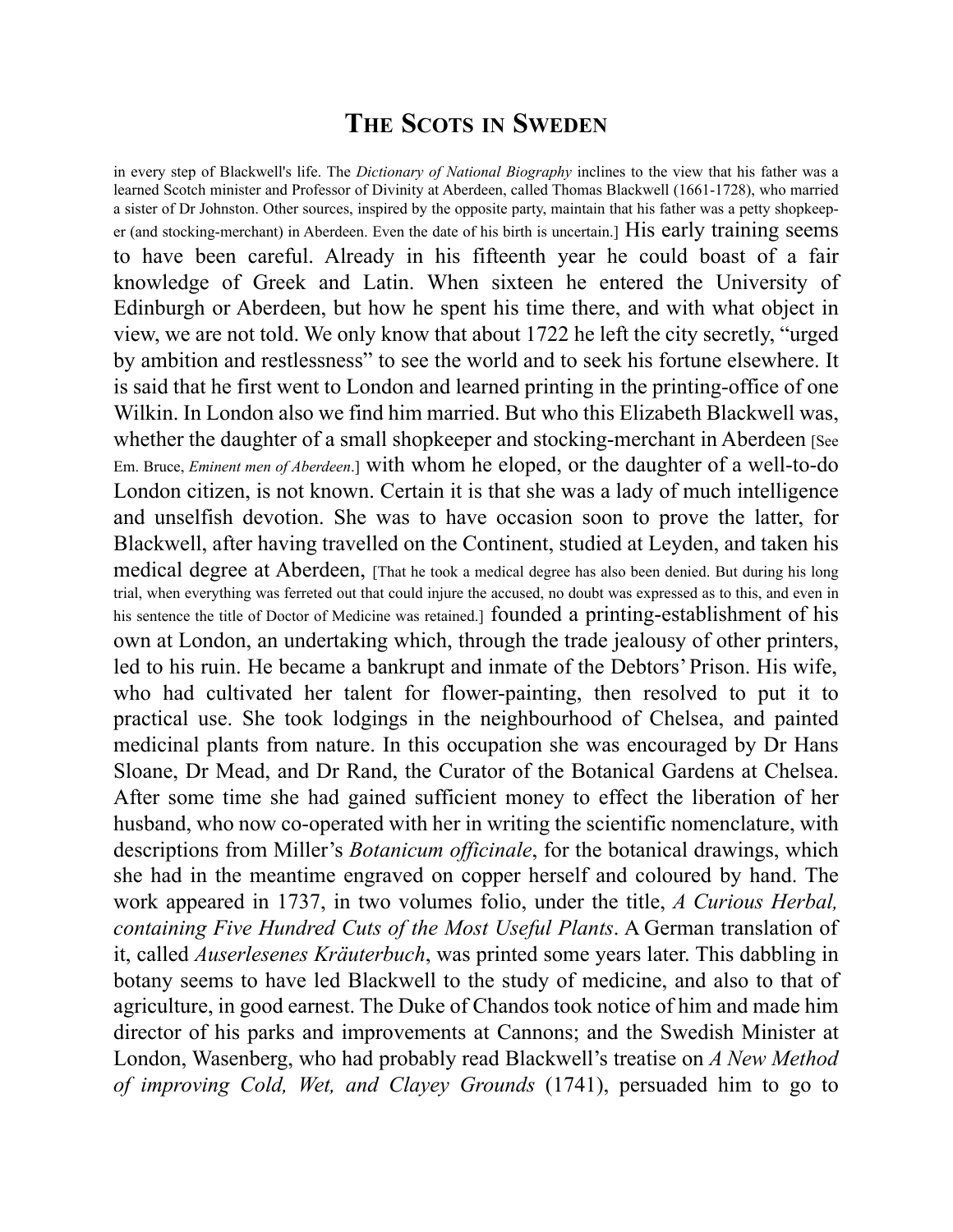in every step of Blackwell's life. The *Dictionary of National Biography* inclines to the view that his father was a learned Scotch minister and Professor of Divinity at Aberdeen, called Thomas Blackwell (1661-1728), who married a sister of Dr Johnston. Other sources, inspired by the opposite party, maintain that his father was a petty shopkeeper (and stocking-merchant) in Aberdeen. Even the date of his birth is uncertain.] His early training seems to have been careful. Already in his fifteenth year he could boast of a fair knowledge of Greek and Latin. When sixteen he entered the University of Edinburgh or Aberdeen, but how he spent his time there, and with what object in view, we are not told. We only know that about 1722 he left the city secretly, "urged by ambition and restlessness" to see the world and to seek his fortune elsewhere. It is said that he first went to London and learned printing in the printing-office of one Wilkin. In London also we find him married. But who this Elizabeth Blackwell was, whether the daughter of a small shopkeeper and stocking-merchant in Aberdeen [See Em. Bruce, *Eminent men of Aberdeen*.] with whom he eloped, or the daughter of a well-to-do London citizen, is not known. Certain it is that she was a lady of much intelligence and unselfish devotion. She was to have occasion soon to prove the latter, for Blackwell, after having travelled on the Continent, studied at Leyden, and taken his medical degree at Aberdeen, [That he took a medical degree has also been denied. But during his long trial, when everything was ferreted out that could injure the accused, no doubt was expressed as to this, and even in his sentence the title of Doctor of Medicine was retained.] founded a printing-establishment of his own at London, an undertaking which, through the trade jealousy of other printers, led to his ruin. He became a bankrupt and inmate of the Debtors' Prison. His wife, who had cultivated her talent for flower-painting, then resolved to put it to practical use. She took lodgings in the neighbourhood of Chelsea, and painted medicinal plants from nature. In this occupation she was encouraged by Dr Hans Sloane, Dr Mead, and Dr Rand, the Curator of the Botanical Gardens at Chelsea. After some time she had gained sufficient money to effect the liberation of her husband, who now co-operated with her in writing the scientific nomenclature, with descriptions from Miller's *Botanicum officinale*, for the botanical drawings, which she had in the meantime engraved on copper herself and coloured by hand. The work appeared in 1737, in two volumes folio, under the title, *A Curious Herbal, containing Five Hundred Cuts of the Most Useful Plants*. A German translation of it, called *Auserlesenes Kräuterbuch*, was printed some years later. This dabbling in botany seems to have led Blackwell to the study of medicine, and also to that of agriculture, in good earnest. The Duke of Chandos took notice of him and made him director of his parks and improvements at Cannons; and the Swedish Minister at London, Wasenberg, who had probably read Blackwell's treatise on *A New Method of improving Cold, Wet, and Clayey Grounds* (1741), persuaded him to go to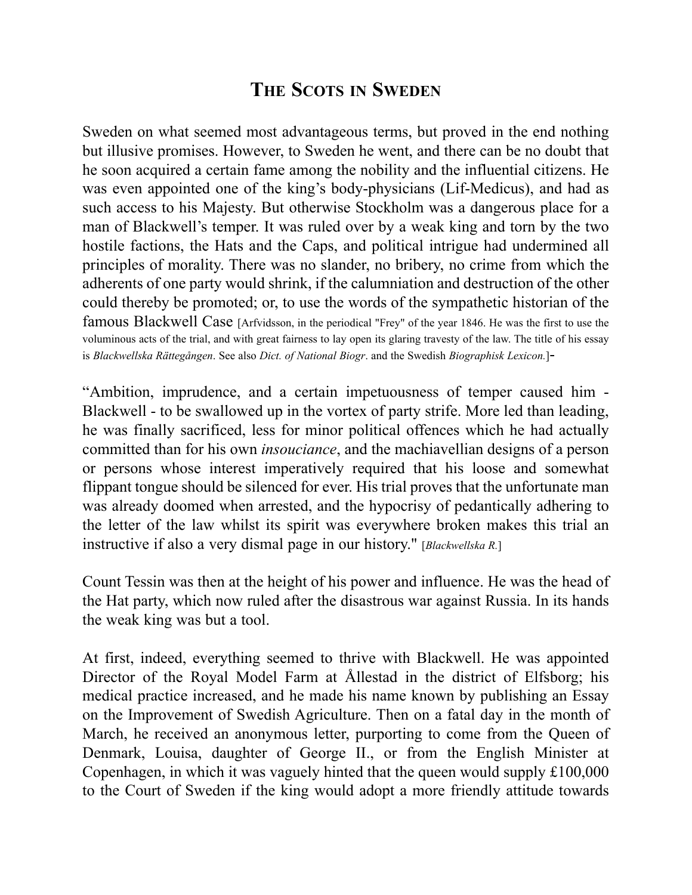Sweden on what seemed most advantageous terms, but proved in the end nothing but illusive promises. However, to Sweden he went, and there can be no doubt that he soon acquired a certain fame among the nobility and the influential citizens. He was even appointed one of the king's body-physicians (Lif-Medicus), and had as such access to his Majesty. But otherwise Stockholm was a dangerous place for a man of Blackwell's temper. It was ruled over by a weak king and torn by the two hostile factions, the Hats and the Caps, and political intrigue had undermined all principles of morality. There was no slander, no bribery, no crime from which the adherents of one party would shrink, if the calumniation and destruction of the other could thereby be promoted; or, to use the words of the sympathetic historian of the famous Blackwell Case [Arfvidsson, in the periodical "Frey" of the year 1846. He was the first to use the voluminous acts of the trial, and with great fairness to lay open its glaring travesty of the law. The title of his essay is *Blackwellska Rättegången*. See also *Dict. of National Biogr*. and the Swedish *Biographisk Lexicon.*]-

"Ambition, imprudence, and a certain impetuousness of temper caused him - Blackwell - to be swallowed up in the vortex of party strife. More led than leading, he was finally sacrificed, less for minor political offences which he had actually committed than for his own *insouciance*, and the machiavellian designs of a person or persons whose interest imperatively required that his loose and somewhat flippant tongue should be silenced for ever. His trial proves that the unfortunate man was already doomed when arrested, and the hypocrisy of pedantically adhering to the letter of the law whilst its spirit was everywhere broken makes this trial an instructive if also a very dismal page in our history." [*Blackwellska R.*]

Count Tessin was then at the height of his power and influence. He was the head of the Hat party, which now ruled after the disastrous war against Russia. In its hands the weak king was but a tool.

At first, indeed, everything seemed to thrive with Blackwell. He was appointed Director of the Royal Model Farm at Ållestad in the district of Elfsborg; his medical practice increased, and he made his name known by publishing an Essay on the Improvement of Swedish Agriculture. Then on a fatal day in the month of March, he received an anonymous letter, purporting to come from the Queen of Denmark, Louisa, daughter of George II., or from the English Minister at Copenhagen, in which it was vaguely hinted that the queen would supply £100,000 to the Court of Sweden if the king would adopt a more friendly attitude towards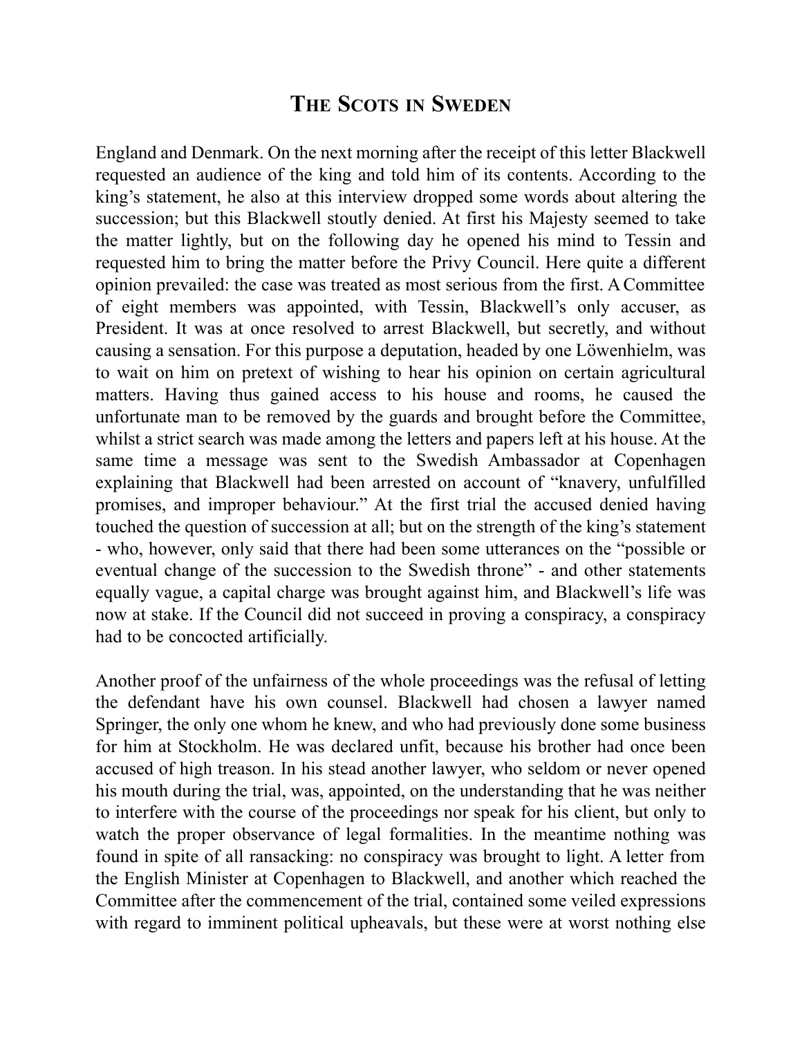England and Denmark. On the next morning after the receipt of this letter Blackwell requested an audience of the king and told him of its contents. According to the king's statement, he also at this interview dropped some words about altering the succession; but this Blackwell stoutly denied. At first his Majesty seemed to take the matter lightly, but on the following day he opened his mind to Tessin and requested him to bring the matter before the Privy Council. Here quite a different opinion prevailed: the case was treated as most serious from the first. A Committee of eight members was appointed, with Tessin, Blackwell's only accuser, as President. It was at once resolved to arrest Blackwell, but secretly, and without causing a sensation. For this purpose a deputation, headed by one Löwenhielm, was to wait on him on pretext of wishing to hear his opinion on certain agricultural matters. Having thus gained access to his house and rooms, he caused the unfortunate man to be removed by the guards and brought before the Committee, whilst a strict search was made among the letters and papers left at his house. At the same time a message was sent to the Swedish Ambassador at Copenhagen explaining that Blackwell had been arrested on account of "knavery, unfulfilled promises, and improper behaviour." At the first trial the accused denied having touched the question of succession at all; but on the strength of the king's statement - who, however, only said that there had been some utterances on the "possible or eventual change of the succession to the Swedish throne" - and other statements equally vague, a capital charge was brought against him, and Blackwell's life was now at stake. If the Council did not succeed in proving a conspiracy, a conspiracy had to be concocted artificially.

Another proof of the unfairness of the whole proceedings was the refusal of letting the defendant have his own counsel. Blackwell had chosen a lawyer named Springer, the only one whom he knew, and who had previously done some business for him at Stockholm. He was declared unfit, because his brother had once been accused of high treason. In his stead another lawyer, who seldom or never opened his mouth during the trial, was, appointed, on the understanding that he was neither to interfere with the course of the proceedings nor speak for his client, but only to watch the proper observance of legal formalities. In the meantime nothing was found in spite of all ransacking: no conspiracy was brought to light. A letter from the English Minister at Copenhagen to Blackwell, and another which reached the Committee after the commencement of the trial, contained some veiled expressions with regard to imminent political upheavals, but these were at worst nothing else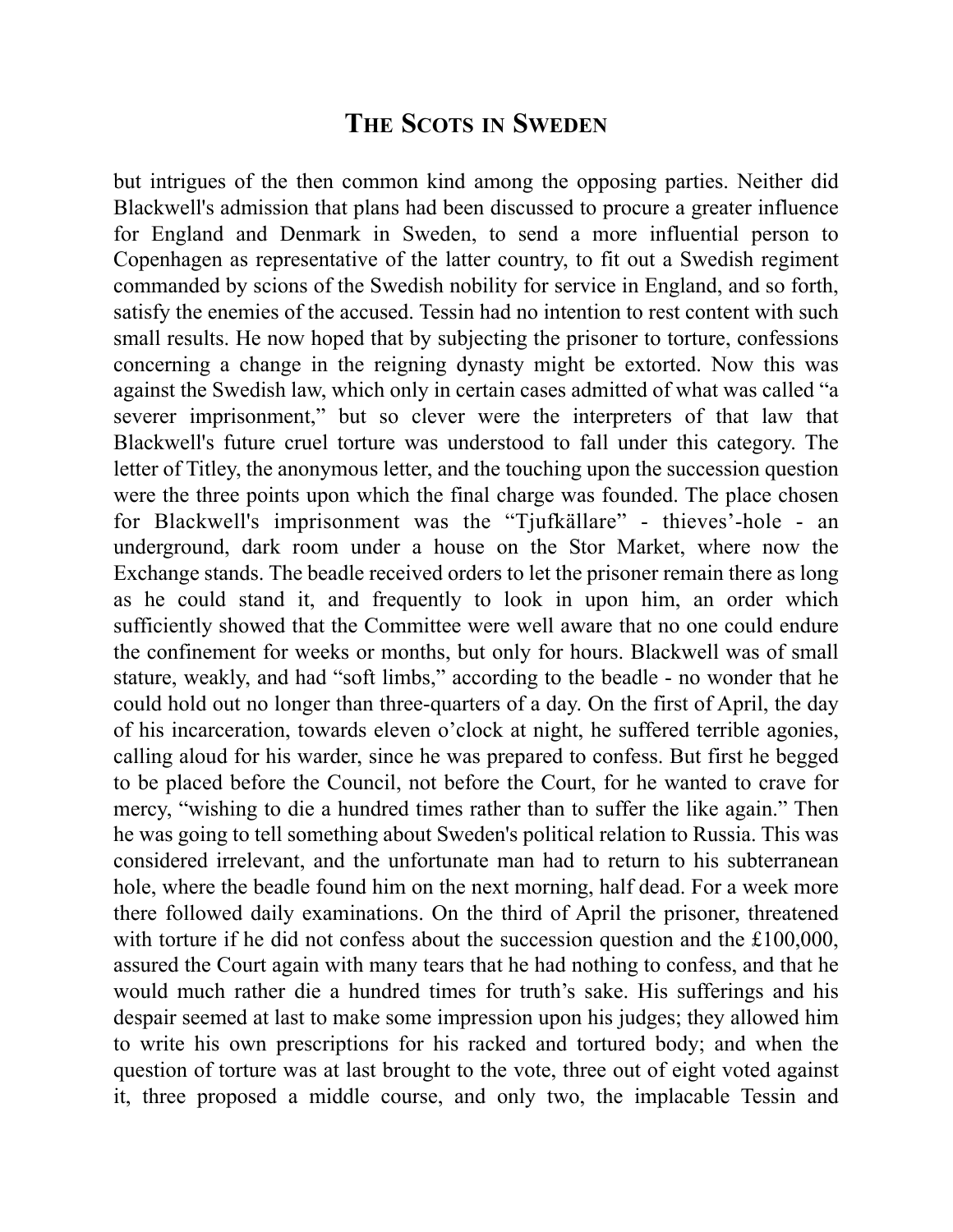but intrigues of the then common kind among the opposing parties. Neither did Blackwell's admission that plans had been discussed to procure a greater influence for England and Denmark in Sweden, to send a more influential person to Copenhagen as representative of the latter country, to fit out a Swedish regiment commanded by scions of the Swedish nobility for service in England, and so forth, satisfy the enemies of the accused. Tessin had no intention to rest content with such small results. He now hoped that by subjecting the prisoner to torture, confessions concerning a change in the reigning dynasty might be extorted. Now this was against the Swedish law, which only in certain cases admitted of what was called "a severer imprisonment," but so clever were the interpreters of that law that Blackwell's future cruel torture was understood to fall under this category. The letter of Titley, the anonymous letter, and the touching upon the succession question were the three points upon which the final charge was founded. The place chosen for Blackwell's imprisonment was the "Tjufkällare" - thieves'-hole - an underground, dark room under a house on the Stor Market, where now the Exchange stands. The beadle received orders to let the prisoner remain there as long as he could stand it, and frequently to look in upon him, an order which sufficiently showed that the Committee were well aware that no one could endure the confinement for weeks or months, but only for hours. Blackwell was of small stature, weakly, and had "soft limbs," according to the beadle - no wonder that he could hold out no longer than three-quarters of a day. On the first of April, the day of his incarceration, towards eleven o'clock at night, he suffered terrible agonies, calling aloud for his warder, since he was prepared to confess. But first he begged to be placed before the Council, not before the Court, for he wanted to crave for mercy, "wishing to die a hundred times rather than to suffer the like again." Then he was going to tell something about Sweden's political relation to Russia. This was considered irrelevant, and the unfortunate man had to return to his subterranean hole, where the beadle found him on the next morning, half dead. For a week more there followed daily examinations. On the third of April the prisoner, threatened with torture if he did not confess about the succession question and the £100,000, assured the Court again with many tears that he had nothing to confess, and that he would much rather die a hundred times for truth's sake. His sufferings and his despair seemed at last to make some impression upon his judges; they allowed him to write his own prescriptions for his racked and tortured body; and when the question of torture was at last brought to the vote, three out of eight voted against it, three proposed a middle course, and only two, the implacable Tessin and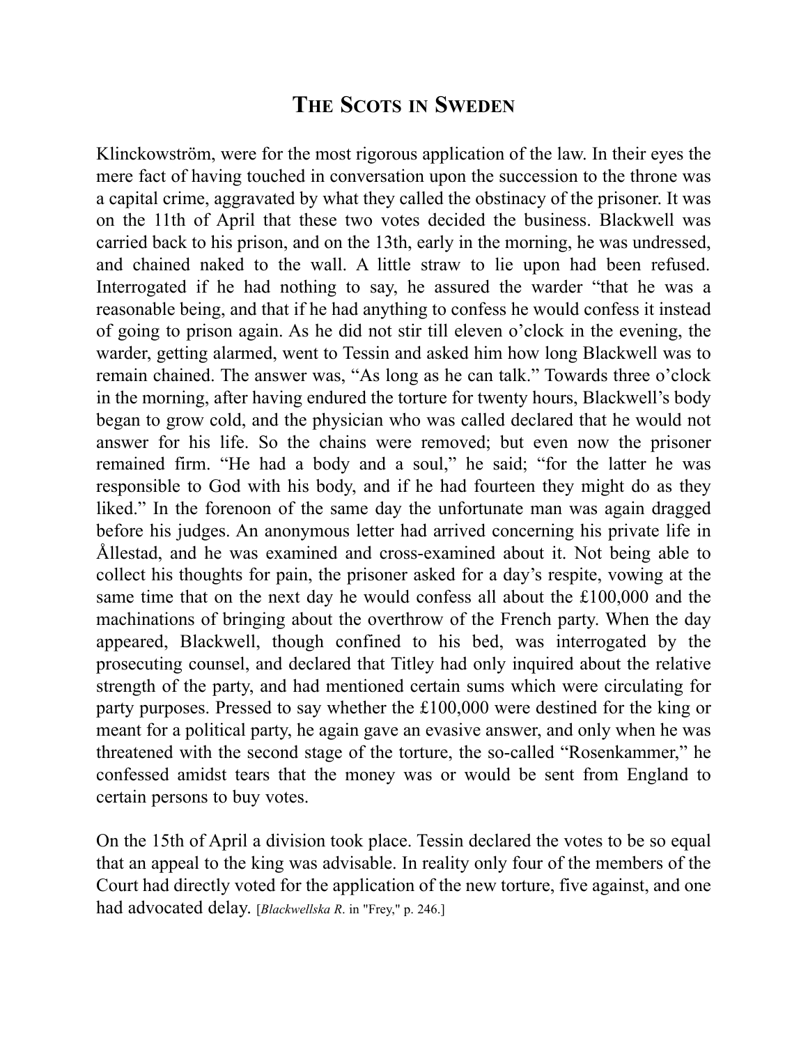Klinckowström, were for the most rigorous application of the law. In their eyes the mere fact of having touched in conversation upon the succession to the throne was a capital crime, aggravated by what they called the obstinacy of the prisoner. It was on the 11th of April that these two votes decided the business. Blackwell was carried back to his prison, and on the 13th, early in the morning, he was undressed, and chained naked to the wall. A little straw to lie upon had been refused. Interrogated if he had nothing to say, he assured the warder "that he was a reasonable being, and that if he had anything to confess he would confess it instead of going to prison again. As he did not stir till eleven o'clock in the evening, the warder, getting alarmed, went to Tessin and asked him how long Blackwell was to remain chained. The answer was, "As long as he can talk." Towards three o'clock in the morning, after having endured the torture for twenty hours, Blackwell's body began to grow cold, and the physician who was called declared that he would not answer for his life. So the chains were removed; but even now the prisoner remained firm. "He had a body and a soul," he said; "for the latter he was responsible to God with his body, and if he had fourteen they might do as they liked." In the forenoon of the same day the unfortunate man was again dragged before his judges. An anonymous letter had arrived concerning his private life in Ållestad, and he was examined and cross-examined about it. Not being able to collect his thoughts for pain, the prisoner asked for a day's respite, vowing at the same time that on the next day he would confess all about the £100,000 and the machinations of bringing about the overthrow of the French party. When the day appeared, Blackwell, though confined to his bed, was interrogated by the prosecuting counsel, and declared that Titley had only inquired about the relative strength of the party, and had mentioned certain sums which were circulating for party purposes. Pressed to say whether the £100,000 were destined for the king or meant for a political party, he again gave an evasive answer, and only when he was threatened with the second stage of the torture, the so-called "Rosenkammer," he confessed amidst tears that the money was or would be sent from England to certain persons to buy votes.

On the 15th of April a division took place. Tessin declared the votes to be so equal that an appeal to the king was advisable. In reality only four of the members of the Court had directly voted for the application of the new torture, five against, and one had advocated delay. [*Blackwellska R*. in "Frey," p. 246.]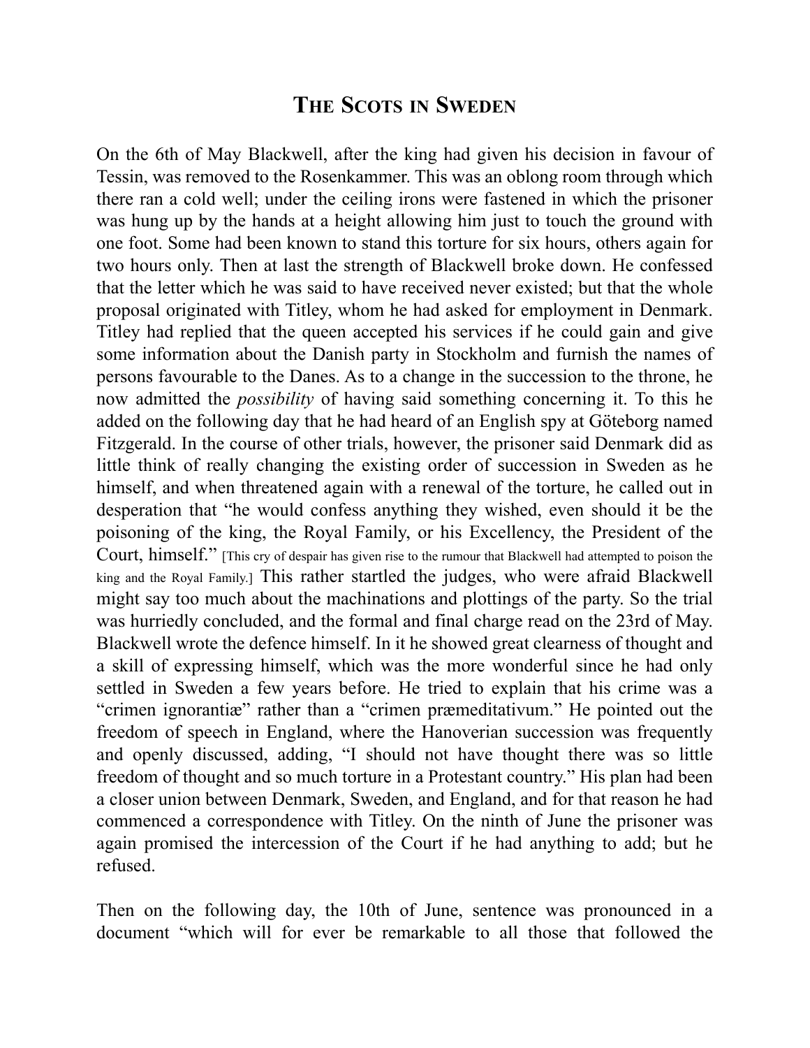On the 6th of May Blackwell, after the king had given his decision in favour of Tessin, was removed to the Rosenkammer. This was an oblong room through which there ran a cold well; under the ceiling irons were fastened in which the prisoner was hung up by the hands at a height allowing him just to touch the ground with one foot. Some had been known to stand this torture for six hours, others again for two hours only. Then at last the strength of Blackwell broke down. He confessed that the letter which he was said to have received never existed; but that the whole proposal originated with Titley, whom he had asked for employment in Denmark. Titley had replied that the queen accepted his services if he could gain and give some information about the Danish party in Stockholm and furnish the names of persons favourable to the Danes. As to a change in the succession to the throne, he now admitted the *possibility* of having said something concerning it. To this he added on the following day that he had heard of an English spy at Göteborg named Fitzgerald. In the course of other trials, however, the prisoner said Denmark did as little think of really changing the existing order of succession in Sweden as he himself, and when threatened again with a renewal of the torture, he called out in desperation that "he would confess anything they wished, even should it be the poisoning of the king, the Royal Family, or his Excellency, the President of the Court, himself." [This cry of despair has given rise to the rumour that Blackwell had attempted to poison the king and the Royal Family.] This rather startled the judges, who were afraid Blackwell might say too much about the machinations and plottings of the party. So the trial was hurriedly concluded, and the formal and final charge read on the 23rd of May. Blackwell wrote the defence himself. In it he showed great clearness of thought and a skill of expressing himself, which was the more wonderful since he had only settled in Sweden a few years before. He tried to explain that his crime was a "crimen ignorantiæ" rather than a "crimen præmeditativum." He pointed out the freedom of speech in England, where the Hanoverian succession was frequently and openly discussed, adding, "I should not have thought there was so little freedom of thought and so much torture in a Protestant country." His plan had been a closer union between Denmark, Sweden, and England, and for that reason he had commenced a correspondence with Titley. On the ninth of June the prisoner was again promised the intercession of the Court if he had anything to add; but he refused.

Then on the following day, the 10th of June, sentence was pronounced in a document "which will for ever be remarkable to all those that followed the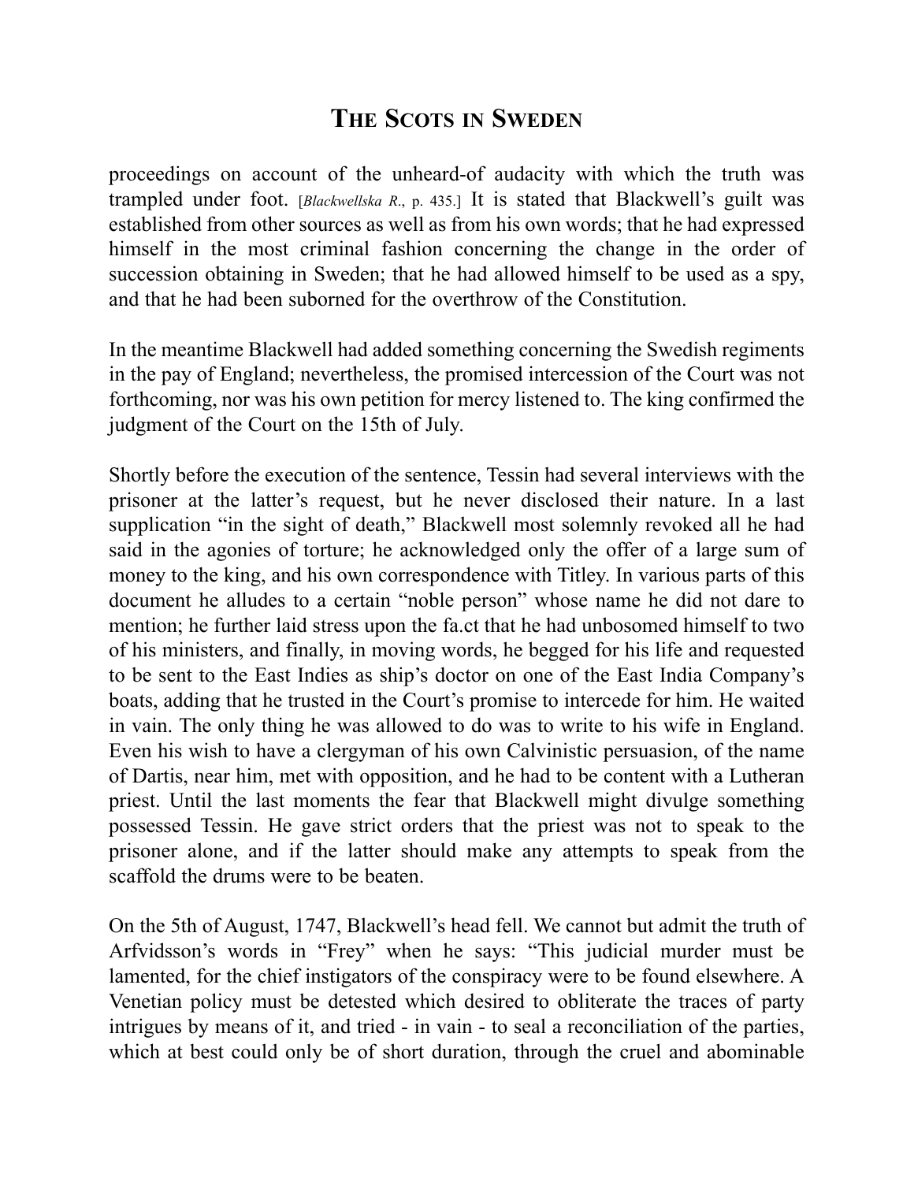proceedings on account of the unheard-of audacity with which the truth was trampled under foot. [*Blackwellska R*., p. 435.] It is stated that Blackwell's guilt was established from other sources as well as from his own words; that he had expressed himself in the most criminal fashion concerning the change in the order of succession obtaining in Sweden; that he had allowed himself to be used as a spy, and that he had been suborned for the overthrow of the Constitution.

In the meantime Blackwell had added something concerning the Swedish regiments in the pay of England; nevertheless, the promised intercession of the Court was not forthcoming, nor was his own petition for mercy listened to. The king confirmed the judgment of the Court on the 15th of July.

Shortly before the execution of the sentence, Tessin had several interviews with the prisoner at the latter's request, but he never disclosed their nature. In a last supplication "in the sight of death," Blackwell most solemnly revoked all he had said in the agonies of torture; he acknowledged only the offer of a large sum of money to the king, and his own correspondence with Titley. In various parts of this document he alludes to a certain "noble person" whose name he did not dare to mention; he further laid stress upon the fa.ct that he had unbosomed himself to two of his ministers, and finally, in moving words, he begged for his life and requested to be sent to the East Indies as ship's doctor on one of the East India Company's boats, adding that he trusted in the Court's promise to intercede for him. He waited in vain. The only thing he was allowed to do was to write to his wife in England. Even his wish to have a clergyman of his own Calvinistic persuasion, of the name of Dartis, near him, met with opposition, and he had to be content with a Lutheran priest. Until the last moments the fear that Blackwell might divulge something possessed Tessin. He gave strict orders that the priest was not to speak to the prisoner alone, and if the latter should make any attempts to speak from the scaffold the drums were to be beaten.

On the 5th of August, 1747, Blackwell's head fell. We cannot but admit the truth of Arfvidsson's words in "Frey" when he says: "This judicial murder must be lamented, for the chief instigators of the conspiracy were to be found elsewhere. A Venetian policy must be detested which desired to obliterate the traces of party intrigues by means of it, and tried - in vain - to seal a reconciliation of the parties, which at best could only be of short duration, through the cruel and abominable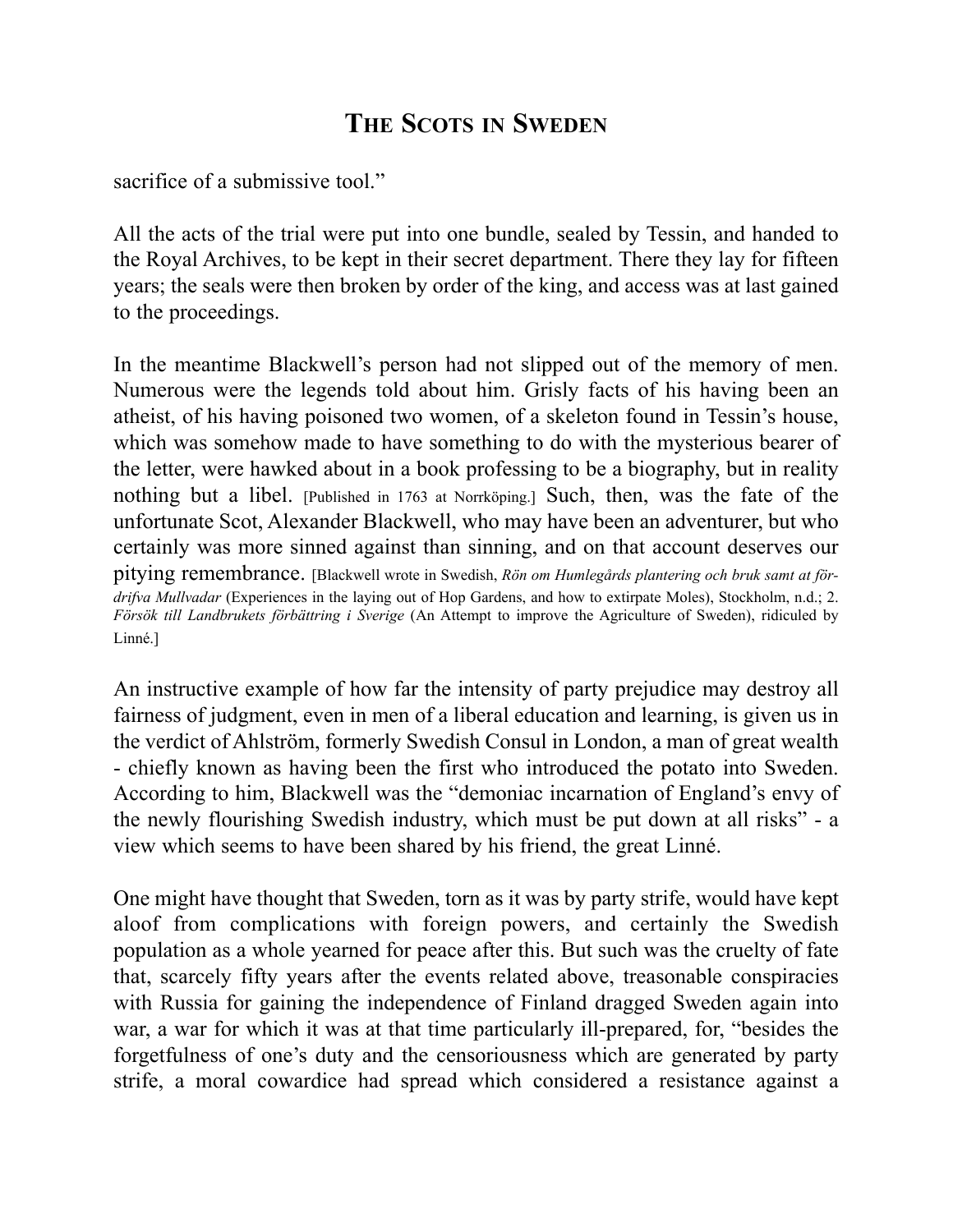sacrifice of a submissive tool."

All the acts of the trial were put into one bundle, sealed by Tessin, and handed to the Royal Archives, to be kept in their secret department. There they lay for fifteen years; the seals were then broken by order of the king, and access was at last gained to the proceedings.

In the meantime Blackwell's person had not slipped out of the memory of men. Numerous were the legends told about him. Grisly facts of his having been an atheist, of his having poisoned two women, of a skeleton found in Tessin's house, which was somehow made to have something to do with the mysterious bearer of the letter, were hawked about in a book professing to be a biography, but in reality nothing but a libel. [Published in 1763 at Norrköping.] Such, then, was the fate of the unfortunate Scot, Alexander Blackwell, who may have been an adventurer, but who certainly was more sinned against than sinning, and on that account deserves our pitying remembrance. [Blackwell wrote in Swedish, *Rön om Humlegårds plantering och bruk samt at fördrifva Mullvadar* (Experiences in the laying out of Hop Gardens, and how to extirpate Moles), Stockholm, n.d.; 2. *Försök till Landbrukets förbättring i Sverige* (An Attempt to improve the Agriculture of Sweden), ridiculed by Linné.]

An instructive example of how far the intensity of party prejudice may destroy all fairness of judgment, even in men of a liberal education and learning, is given us in the verdict of Ahlström, formerly Swedish Consul in London, a man of great wealth - chiefly known as having been the first who introduced the potato into Sweden. According to him, Blackwell was the "demoniac incarnation of England's envy of the newly flourishing Swedish industry, which must be put down at all risks" - a view which seems to have been shared by his friend, the great Linné.

One might have thought that Sweden, torn as it was by party strife, would have kept aloof from complications with foreign powers, and certainly the Swedish population as a whole yearned for peace after this. But such was the cruelty of fate that, scarcely fifty years after the events related above, treasonable conspiracies with Russia for gaining the independence of Finland dragged Sweden again into war, a war for which it was at that time particularly ill-prepared, for, "besides the forgetfulness of one's duty and the censoriousness which are generated by party strife, a moral cowardice had spread which considered a resistance against a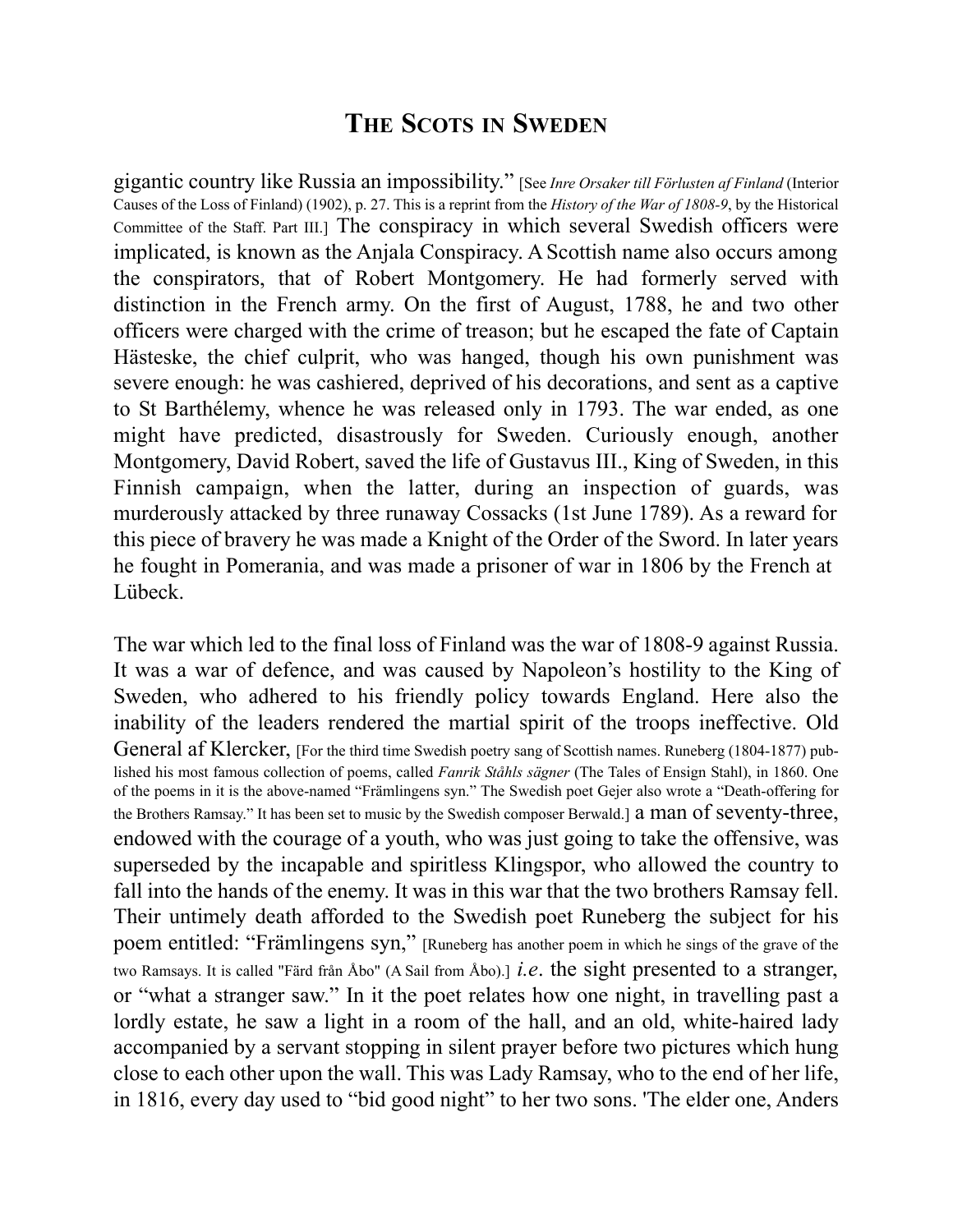gigantic country like Russia an impossibility." [See *Inre Orsaker till Förlusten af Finland* (Interior Causes of the Loss of Finland) (1902), p. 27. This is a reprint from the *History of the War of 1808-9*, by the Historical Committee of the Staff. Part III.] The conspiracy in which several Swedish officers were implicated, is known as the Anjala Conspiracy. A Scottish name also occurs among the conspirators, that of Robert Montgomery. He had formerly served with distinction in the French army. On the first of August, 1788, he and two other officers were charged with the crime of treason; but he escaped the fate of Captain Hästeske, the chief culprit, who was hanged, though his own punishment was severe enough: he was cashiered, deprived of his decorations, and sent as a captive to St Barthélemy, whence he was released only in 1793. The war ended, as one might have predicted, disastrously for Sweden. Curiously enough, another Montgomery, David Robert, saved the life of Gustavus III., King of Sweden, in this Finnish campaign, when the latter, during an inspection of guards, was murderously attacked by three runaway Cossacks (1st June 1789). As a reward for this piece of bravery he was made a Knight of the Order of the Sword. In later years he fought in Pomerania, and was made a prisoner of war in 1806 by the French at Lübeck.

The war which led to the final loss of Finland was the war of 1808-9 against Russia. It was a war of defence, and was caused by Napoleon's hostility to the King of Sweden, who adhered to his friendly policy towards England. Here also the inability of the leaders rendered the martial spirit of the troops ineffective. Old General af Klercker, [For the third time Swedish poetry sang of Scottish names. Runeberg (1804-1877) published his most famous collection of poems, called *Fanrik Ståhls sägner* (The Tales of Ensign Stahl), in 1860. One of the poems in it is the above-named "Främlingens syn." The Swedish poet Gejer also wrote a "Death-offering for the Brothers Ramsay." It has been set to music by the Swedish composer Berwald.] a man of seventy-three, endowed with the courage of a youth, who was just going to take the offensive, was superseded by the incapable and spiritless Klingspor, who allowed the country to fall into the hands of the enemy. It was in this war that the two brothers Ramsay fell. Their untimely death afforded to the Swedish poet Runeberg the subject for his poem entitled: "Främlingens syn," [Runeberg has another poem in which he sings of the grave of the two Ramsays. It is called "Färd från Åbo" (A Sail from Åbo).] *i.e*. the sight presented to a stranger, or "what a stranger saw." In it the poet relates how one night, in travelling past a lordly estate, he saw a light in a room of the hall, and an old, white-haired lady accompanied by a servant stopping in silent prayer before two pictures which hung close to each other upon the wall. This was Lady Ramsay, who to the end of her life, in 1816, every day used to "bid good night" to her two sons. 'The elder one, Anders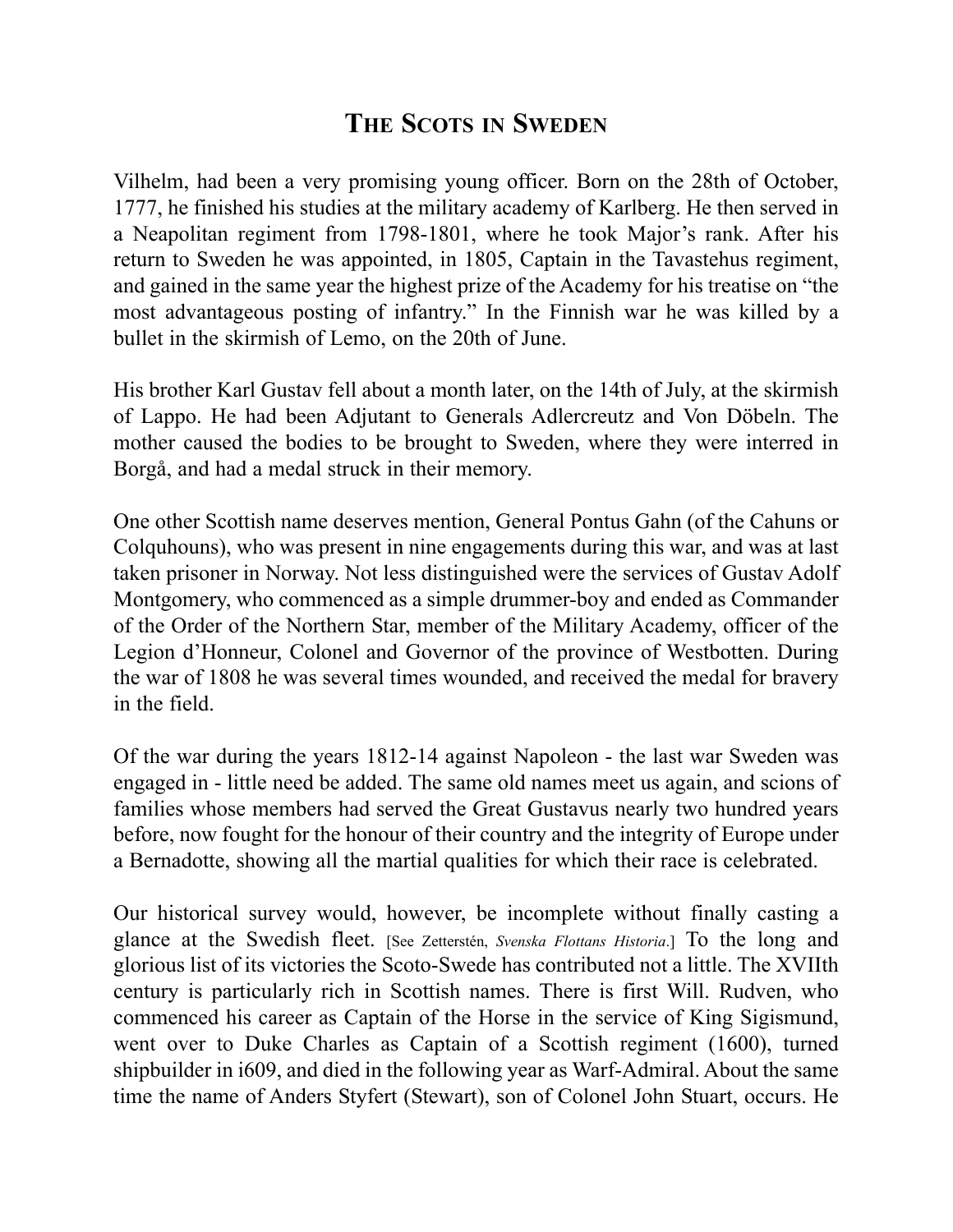Vilhelm, had been a very promising young officer. Born on the 28th of October, 1777, he finished his studies at the military academy of Karlberg. He then served in a Neapolitan regiment from 1798-1801, where he took Major's rank. After his return to Sweden he was appointed, in 1805, Captain in the Tavastehus regiment, and gained in the same year the highest prize of the Academy for his treatise on "the most advantageous posting of infantry." In the Finnish war he was killed by a bullet in the skirmish of Lemo, on the 20th of June.

His brother Karl Gustav fell about a month later, on the 14th of July, at the skirmish of Lappo. He had been Adjutant to Generals Adlercreutz and Von Döbeln. The mother caused the bodies to be brought to Sweden, where they were interred in Borgå, and had a medal struck in their memory.

One other Scottish name deserves mention, General Pontus Gahn (of the Cahuns or Colquhouns), who was present in nine engagements during this war, and was at last taken prisoner in Norway. Not less distinguished were the services of Gustav Adolf Montgomery, who commenced as a simple drummer-boy and ended as Commander of the Order of the Northern Star, member of the Military Academy, officer of the Legion d'Honneur, Colonel and Governor of the province of Westbotten. During the war of 1808 he was several times wounded, and received the medal for bravery in the field.

Of the war during the years 1812-14 against Napoleon - the last war Sweden was engaged in - little need be added. The same old names meet us again, and scions of families whose members had served the Great Gustavus nearly two hundred years before, now fought for the honour of their country and the integrity of Europe under a Bernadotte, showing all the martial qualities for which their race is celebrated.

Our historical survey would, however, be incomplete without finally casting a glance at the Swedish fleet. [See Zetterstén, *Svenska Flottans Historia*.] To the long and glorious list of its victories the Scoto-Swede has contributed not a little. The XVIIth century is particularly rich in Scottish names. There is first Will. Rudven, who commenced his career as Captain of the Horse in the service of King Sigismund, went over to Duke Charles as Captain of a Scottish regiment (1600), turned shipbuilder in i609, and died in the following year as Warf-Admiral. About the same time the name of Anders Styfert (Stewart), son of Colonel John Stuart, occurs. He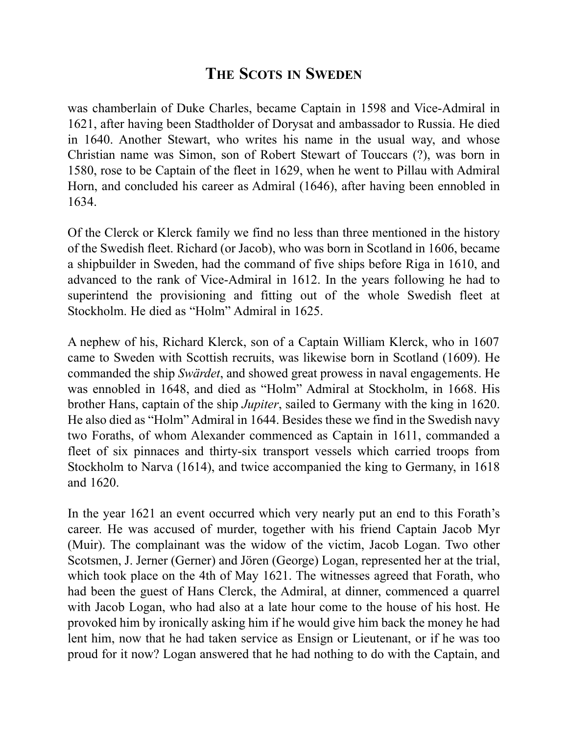was chamberlain of Duke Charles, became Captain in 1598 and Vice-Admiral in 1621, after having been Stadtholder of Dorysat and ambassador to Russia. He died in 1640. Another Stewart, who writes his name in the usual way, and whose Christian name was Simon, son of Robert Stewart of Touccars (?), was born in 1580, rose to be Captain of the fleet in 1629, when he went to Pillau with Admiral Horn, and concluded his career as Admiral (1646), after having been ennobled in 1634.

Of the Clerck or Klerck family we find no less than three mentioned in the history of the Swedish fleet. Richard (or Jacob), who was born in Scotland in 1606, became a shipbuilder in Sweden, had the command of five ships before Riga in 1610, and advanced to the rank of Vice-Admiral in 1612. In the years following he had to superintend the provisioning and fitting out of the whole Swedish fleet at Stockholm. He died as "Holm" Admiral in 1625.

A nephew of his, Richard Klerck, son of a Captain William Klerck, who in 1607 came to Sweden with Scottish recruits, was likewise born in Scotland (1609). He commanded the ship *Swärdet*, and showed great prowess in naval engagements. He was ennobled in 1648, and died as "Holm" Admiral at Stockholm, in 1668. His brother Hans, captain of the ship *Jupiter*, sailed to Germany with the king in 1620. He also died as "Holm" Admiral in 1644. Besides these we find in the Swedish navy two Foraths, of whom Alexander commenced as Captain in 1611, commanded a fleet of six pinnaces and thirty-six transport vessels which carried troops from Stockholm to Narva (1614), and twice accompanied the king to Germany, in 1618 and 1620.

In the year 1621 an event occurred which very nearly put an end to this Forath's career. He was accused of murder, together with his friend Captain Jacob Myr (Muir). The complainant was the widow of the victim, Jacob Logan. Two other Scotsmen, J. Jerner (Gerner) and Jören (George) Logan, represented her at the trial, which took place on the 4th of May 1621. The witnesses agreed that Forath, who had been the guest of Hans Clerck, the Admiral, at dinner, commenced a quarrel with Jacob Logan, who had also at a late hour come to the house of his host. He provoked him by ironically asking him if he would give him back the money he had lent him, now that he had taken service as Ensign or Lieutenant, or if he was too proud for it now? Logan answered that he had nothing to do with the Captain, and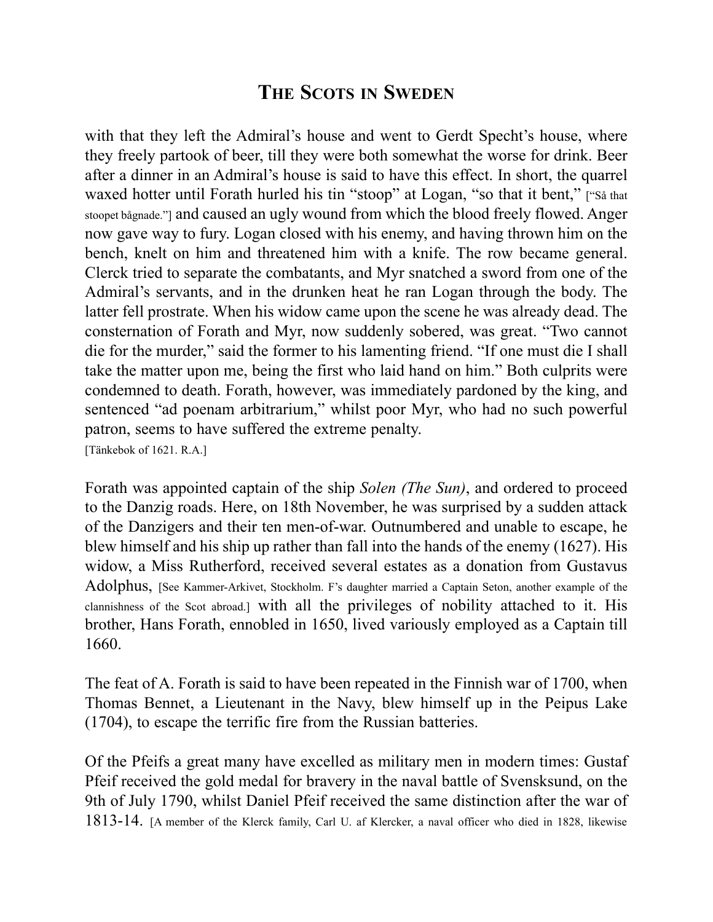with that they left the Admiral's house and went to Gerdt Specht's house, where they freely partook of beer, till they were both somewhat the worse for drink. Beer after a dinner in an Admiral's house is said to have this effect. In short, the quarrel waxed hotter until Forath hurled his tin "stoop" at Logan, "so that it bent," ["Så that stoopet bågnade."] and caused an ugly wound from which the blood freely flowed. Anger now gave way to fury. Logan closed with his enemy, and having thrown him on the bench, knelt on him and threatened him with a knife. The row became general. Clerck tried to separate the combatants, and Myr snatched a sword from one of the Admiral's servants, and in the drunken heat he ran Logan through the body. The latter fell prostrate. When his widow came upon the scene he was already dead. The consternation of Forath and Myr, now suddenly sobered, was great. "Two cannot die for the murder," said the former to his lamenting friend. "If one must die I shall take the matter upon me, being the first who laid hand on him." Both culprits were condemned to death. Forath, however, was immediately pardoned by the king, and sentenced "ad poenam arbitrarium," whilst poor Myr, who had no such powerful patron, seems to have suffered the extreme penalty.
[Tänkebok of 1621. R.A.]

Forath was appointed captain of the ship *Solen (The Sun)*, and ordered to proceed to the Danzig roads. Here, on 18th November, he was surprised by a sudden attack of the Danzigers and their ten men-of-war. Outnumbered and unable to escape, he blew himself and his ship up rather than fall into the hands of the enemy (1627). His widow, a Miss Rutherford, received several estates as a donation from Gustavus Adolphus, [See Kammer-Arkivet, Stockholm. F's daughter married a Captain Seton, another example of the clannishness of the Scot abroad.] with all the privileges of nobility attached to it. His brother, Hans Forath, ennobled in 1650, lived variously employed as a Captain till 1660.

The feat of A. Forath is said to have been repeated in the Finnish war of 1700, when Thomas Bennet, a Lieutenant in the Navy, blew himself up in the Peipus Lake (1704), to escape the terrific fire from the Russian batteries.

Of the Pfeifs a great many have excelled as military men in modern times: Gustaf Pfeif received the gold medal for bravery in the naval battle of Svensksund, on the 9th of July 1790, whilst Daniel Pfeif received the same distinction after the war of 1813-14. [A member of the Klerck family, Carl U. af Klercker, a naval officer who died in 1828, likewise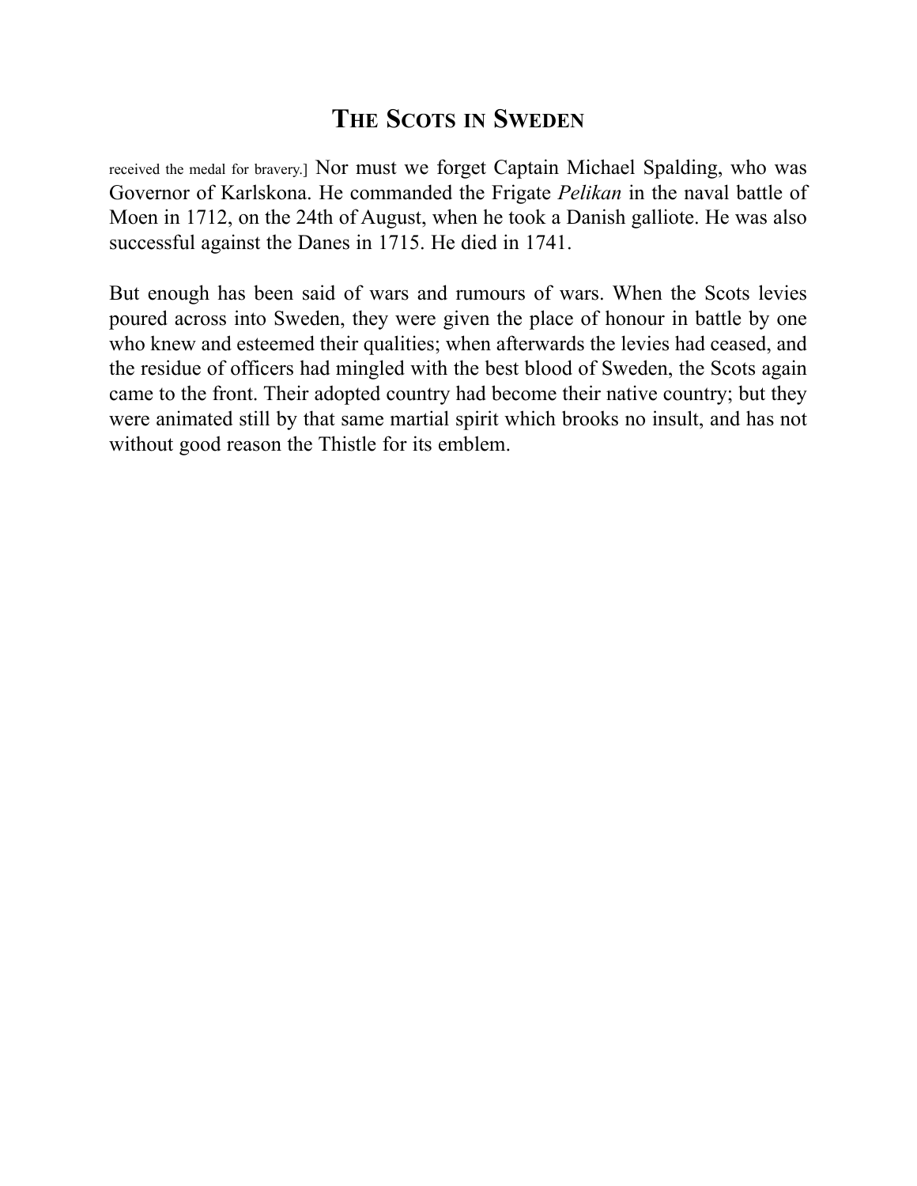received the medal for bravery.] Nor must we forget Captain Michael Spalding, who was Governor of Karlskona. He commanded the Frigate *Pelikan* in the naval battle of Moen in 1712, on the 24th of August, when he took a Danish galliote. He was also successful against the Danes in 1715. He died in 1741.

But enough has been said of wars and rumours of wars. When the Scots levies poured across into Sweden, they were given the place of honour in battle by one who knew and esteemed their qualities; when afterwards the levies had ceased, and the residue of officers had mingled with the best blood of Sweden, the Scots again came to the front. Their adopted country had become their native country; but they were animated still by that same martial spirit which brooks no insult, and has not without good reason the Thistle for its emblem.